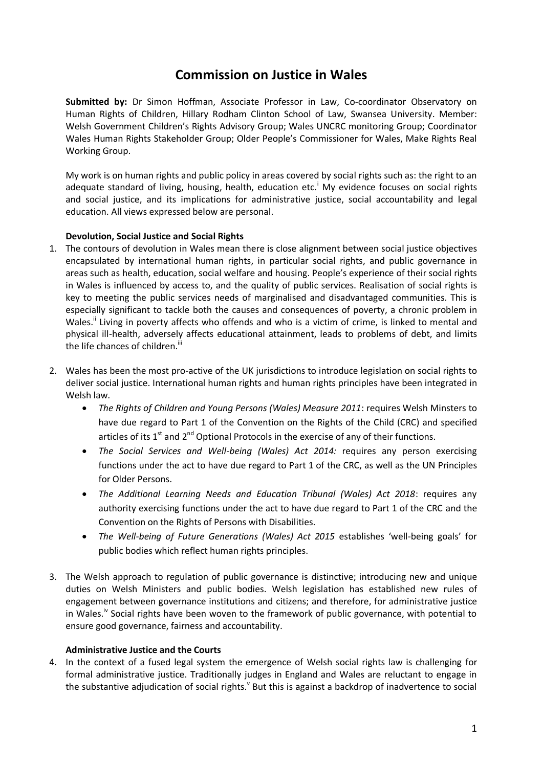# Commission on Justice in Wales

**Submitted by:** Dr Simon Hoffman, Associate Professor in Law, Co-coordinator Observatory on Human Rights of Children, Hillary Rodham Clinton School of Law, Swansea University. Member: Welsh Government Children's Rights Advisory Group; Wales UNCRC monitoring Group; Coordinator Wales Human Rights Stakeholder Group; Older People's Commissioner for Wales, Make Rights Real Working Group.

My work is on human rights and public policy in areas covered by social rights such as: the right to an adequate standard of living, housing, health, education etc.[i] My evidence focuses on social rights and social justice, and its implications for administrative justice, social accountability and legal education. All views expressed below are personal.

**Devolution, Social Justice and Social Rights**

1. The contours of devolution in Wales mean there is close alignment between social justice objectives encapsulated by international human rights, in particular social rights, and public governance in areas such as health, education, social welfare and housing. People's experience of their social rights in Wales is influenced by access to, and the quality of public services. Realisation of social rights is key to meeting the public services needs of marginalised and disadvantaged communities. This is especially significant to tackle both the causes and consequences of poverty, a chronic problem in Wales.[ii] Living in poverty affects who offends and who is a victim of crime, is linked to mental and physical ill-health, adversely affects educational attainment, leads to problems of debt, and limits the life chances of children.[iii]

2. Wales has been the most pro-active of the UK jurisdictions to introduce legislation on social rights to deliver social justice. International human rights and human rights principles have been integrated in Welsh law.
   - *The Rights of Children and Young Persons (Wales) Measure 2011*: requires Welsh Minsters to have due regard to Part 1 of the Convention on the Rights of the Child (CRC) and specified articles of its 1st and 2nd Optional Protocols in the exercise of any of their functions.
   - *The Social Services and Well-being (Wales) Act 2014:* requires any person exercising functions under the act to have due regard to Part 1 of the CRC, as well as the UN Principles for Older Persons.
   - *The Additional Learning Needs and Education Tribunal (Wales) Act 2018*: requires any authority exercising functions under the act to have due regard to Part 1 of the CRC and the Convention on the Rights of Persons with Disabilities.
   - *The Well-being of Future Generations (Wales) Act 2015* establishes 'well-being goals' for public bodies which reflect human rights principles.

3. The Welsh approach to regulation of public governance is distinctive; introducing new and unique duties on Welsh Ministers and public bodies. Welsh legislation has established new rules of engagement between governance institutions and citizens; and therefore, for administrative justice in Wales.[iv] Social rights have been woven to the framework of public governance, with potential to ensure good governance, fairness and accountability.

**Administrative Justice and the Courts**

4. In the context of a fused legal system the emergence of Welsh social rights law is challenging for formal administrative justice. Traditionally judges in England and Wales are reluctant to engage in the substantive adjudication of social rights.[v] But this is against a backdrop of inadvertence to social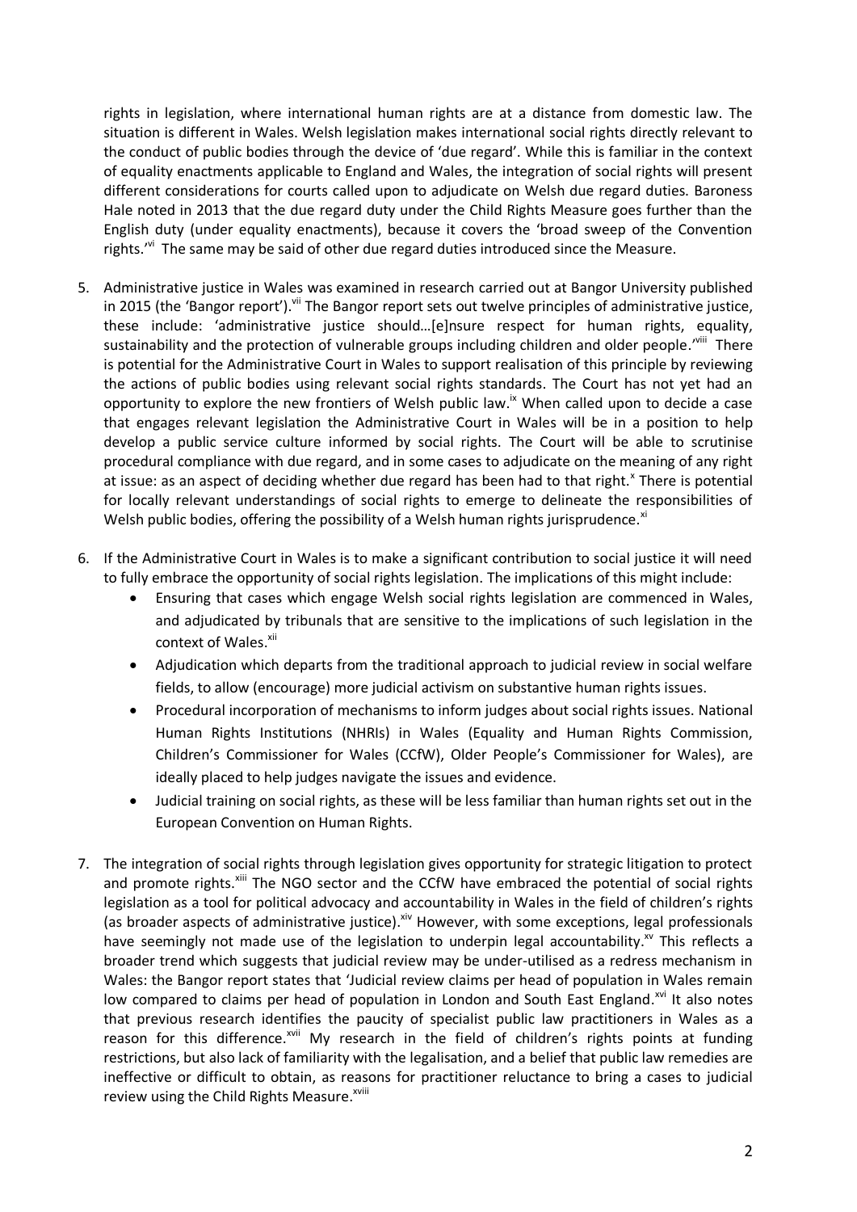rights in legislation, where international human rights are at a distance from domestic law. The situation is different in Wales. Welsh legislation makes international social rights directly relevant to the conduct of public bodies through the device of 'due regard'. While this is familiar in the context of equality enactments applicable to England and Wales, the integration of social rights will present different considerations for courts called upon to adjudicate on Welsh due regard duties. Baroness Hale noted in 2013 that the due regard duty under the Child Rights Measure goes further than the English duty (under equality enactments), because it covers the 'broad sweep of the Convention rights.'[vi] The same may be said of other due regard duties introduced since the Measure.

5. Administrative justice in Wales was examined in research carried out at Bangor University published in 2015 (the 'Bangor report').[vii] The Bangor report sets out twelve principles of administrative justice, these include: 'administrative justice should…[e]nsure respect for human rights, equality, sustainability and the protection of vulnerable groups including children and older people.'[viii] There is potential for the Administrative Court in Wales to support realisation of this principle by reviewing the actions of public bodies using relevant social rights standards. The Court has not yet had an opportunity to explore the new frontiers of Welsh public law.[ix] When called upon to decide a case that engages relevant legislation the Administrative Court in Wales will be in a position to help develop a public service culture informed by social rights. The Court will be able to scrutinise procedural compliance with due regard, and in some cases to adjudicate on the meaning of any right at issue: as an aspect of deciding whether due regard has been had to that right.[x] There is potential for locally relevant understandings of social rights to emerge to delineate the responsibilities of Welsh public bodies, offering the possibility of a Welsh human rights jurisprudence.[xi]

6. If the Administrative Court in Wales is to make a significant contribution to social justice it will need to fully embrace the opportunity of social rights legislation. The implications of this might include:
   - Ensuring that cases which engage Welsh social rights legislation are commenced in Wales, and adjudicated by tribunals that are sensitive to the implications of such legislation in the context of Wales.[xii]
   - Adjudication which departs from the traditional approach to judicial review in social welfare fields, to allow (encourage) more judicial activism on substantive human rights issues.
   - Procedural incorporation of mechanisms to inform judges about social rights issues. National Human Rights Institutions (NHRIs) in Wales (Equality and Human Rights Commission, Children's Commissioner for Wales (CCfW), Older People's Commissioner for Wales), are ideally placed to help judges navigate the issues and evidence.
   - Judicial training on social rights, as these will be less familiar than human rights set out in the European Convention on Human Rights.

7. The integration of social rights through legislation gives opportunity for strategic litigation to protect and promote rights.[xiii] The NGO sector and the CCfW have embraced the potential of social rights legislation as a tool for political advocacy and accountability in Wales in the field of children's rights (as broader aspects of administrative justice).[xiv] However, with some exceptions, legal professionals have seemingly not made use of the legislation to underpin legal accountability.[xv] This reflects a broader trend which suggests that judicial review may be under-utilised as a redress mechanism in Wales: the Bangor report states that 'Judicial review claims per head of population in Wales remain low compared to claims per head of population in London and South East England.[xvi] It also notes that previous research identifies the paucity of specialist public law practitioners in Wales as a reason for this difference.[xvii] My research in the field of children's rights points at funding restrictions, but also lack of familiarity with the legalisation, and a belief that public law remedies are ineffective or difficult to obtain, as reasons for practitioner reluctance to bring a cases to judicial review using the Child Rights Measure.[xviii]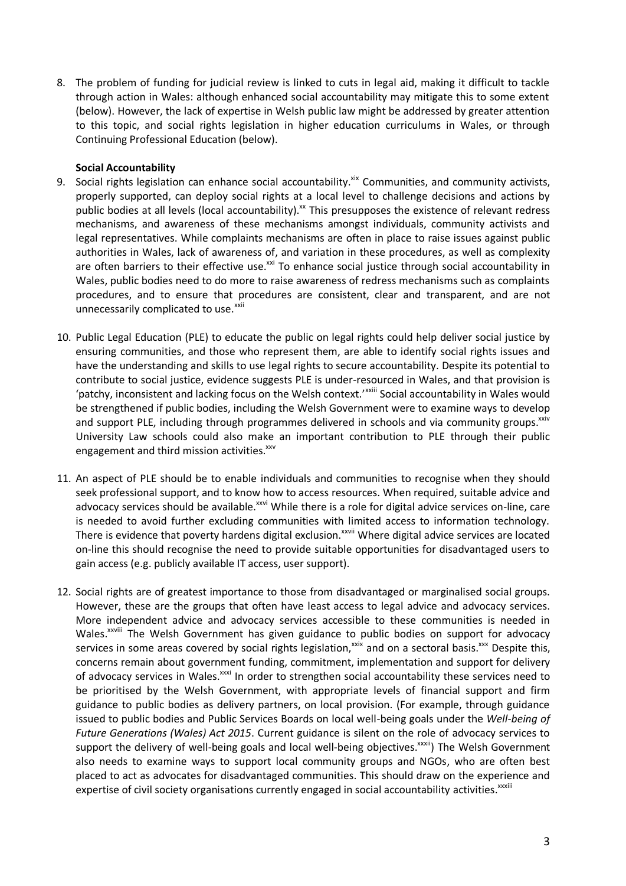8. The problem of funding for judicial review is linked to cuts in legal aid, making it difficult to tackle through action in Wales: although enhanced social accountability may mitigate this to some extent (below). However, the lack of expertise in Welsh public law might be addressed by greater attention to this topic, and social rights legislation in higher education curriculums in Wales, or through Continuing Professional Education (below).

**Social Accountability**

9. Social rights legislation can enhance social accountability.[xix] Communities, and community activists, properly supported, can deploy social rights at a local level to challenge decisions and actions by public bodies at all levels (local accountability).[xx] This presupposes the existence of relevant redress mechanisms, and awareness of these mechanisms amongst individuals, community activists and legal representatives. While complaints mechanisms are often in place to raise issues against public authorities in Wales, lack of awareness of, and variation in these procedures, as well as complexity are often barriers to their effective use.[xxi] To enhance social justice through social accountability in Wales, public bodies need to do more to raise awareness of redress mechanisms such as complaints procedures, and to ensure that procedures are consistent, clear and transparent, and are not unnecessarily complicated to use.[xxii]

10. Public Legal Education (PLE) to educate the public on legal rights could help deliver social justice by ensuring communities, and those who represent them, are able to identify social rights issues and have the understanding and skills to use legal rights to secure accountability. Despite its potential to contribute to social justice, evidence suggests PLE is under-resourced in Wales, and that provision is 'patchy, inconsistent and lacking focus on the Welsh context.'[xxiii] Social accountability in Wales would be strengthened if public bodies, including the Welsh Government were to examine ways to develop and support PLE, including through programmes delivered in schools and via community groups.[xxiv] University Law schools could also make an important contribution to PLE through their public engagement and third mission activities.[xxv]

11. An aspect of PLE should be to enable individuals and communities to recognise when they should seek professional support, and to know how to access resources. When required, suitable advice and advocacy services should be available.[xxvi] While there is a role for digital advice services on-line, care is needed to avoid further excluding communities with limited access to information technology. There is evidence that poverty hardens digital exclusion.[xxvii] Where digital advice services are located on-line this should recognise the need to provide suitable opportunities for disadvantaged users to gain access (e.g. publicly available IT access, user support).

12. Social rights are of greatest importance to those from disadvantaged or marginalised social groups. However, these are the groups that often have least access to legal advice and advocacy services. More independent advice and advocacy services accessible to these communities is needed in Wales.[xxviii] The Welsh Government has given guidance to public bodies on support for advocacy services in some areas covered by social rights legislation,[xxix] and on a sectoral basis.[xxx] Despite this, concerns remain about government funding, commitment, implementation and support for delivery of advocacy services in Wales.[xxxi] In order to strengthen social accountability these services need to be prioritised by the Welsh Government, with appropriate levels of financial support and firm guidance to public bodies as delivery partners, on local provision. (For example, through guidance issued to public bodies and Public Services Boards on local well-being goals under the *Well-being of Future Generations (Wales) Act 2015*. Current guidance is silent on the role of advocacy services to support the delivery of well-being goals and local well-being objectives.[xxxii]) The Welsh Government also needs to examine ways to support local community groups and NGOs, who are often best placed to act as advocates for disadvantaged communities. This should draw on the experience and expertise of civil society organisations currently engaged in social accountability activities.[xxxiii]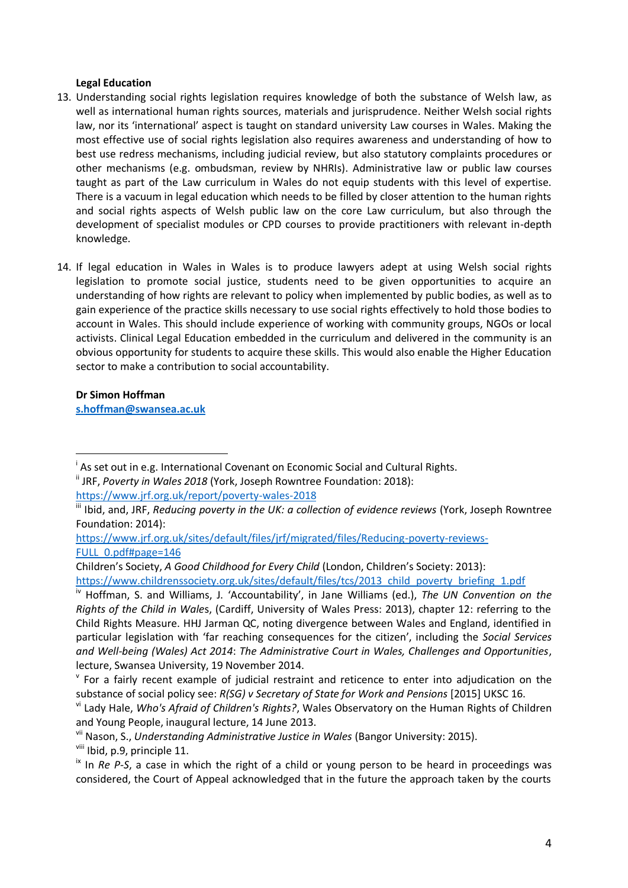**Legal Education**

13. Understanding social rights legislation requires knowledge of both the substance of Welsh law, as well as international human rights sources, materials and jurisprudence. Neither Welsh social rights law, nor its 'international' aspect is taught on standard university Law courses in Wales. Making the most effective use of social rights legislation also requires awareness and understanding of how to best use redress mechanisms, including judicial review, but also statutory complaints procedures or other mechanisms (e.g. ombudsman, review by NHRIs). Administrative law or public law courses taught as part of the Law curriculum in Wales do not equip students with this level of expertise. There is a vacuum in legal education which needs to be filled by closer attention to the human rights and social rights aspects of Welsh public law on the core Law curriculum, but also through the development of specialist modules or CPD courses to provide practitioners with relevant in-depth knowledge.

14. If legal education in Wales in Wales is to produce lawyers adept at using Welsh social rights legislation to promote social justice, students need to be given opportunities to acquire an understanding of how rights are relevant to policy when implemented by public bodies, as well as to gain experience of the practice skills necessary to use social rights effectively to hold those bodies to account in Wales. This should include experience of working with community groups, NGOs or local activists. Clinical Legal Education embedded in the curriculum and delivered in the community is an obvious opportunity for students to acquire these skills. This would also enable the Higher Education sector to make a contribution to social accountability.

**Dr Simon Hoffman**
s.hoffman@swansea.ac.uk

---

[i] As set out in e.g. International Covenant on Economic Social and Cultural Rights.

[ii] JRF, *Poverty in Wales 2018* (York, Joseph Rowntree Foundation: 2018): https://www.jrf.org.uk/report/poverty-wales-2018

[iii] Ibid, and, JRF, *Reducing poverty in the UK: a collection of evidence reviews* (York, Joseph Rowntree Foundation: 2014): https://www.jrf.org.uk/sites/default/files/jrf/migrated/files/Reducing-poverty-reviews-FULL_0.pdf#page=146
Children's Society, *A Good Childhood for Every Child* (London, Children's Society: 2013): https://www.childrenssociety.org.uk/sites/default/files/tcs/2013_child_poverty_briefing_1.pdf

[iv] Hoffman, S. and Williams, J. 'Accountability', in Jane Williams (ed.), *The UN Convention on the Rights of the Child in Wales*, (Cardiff, University of Wales Press: 2013), chapter 12: referring to the Child Rights Measure. HHJ Jarman QC, noting divergence between Wales and England, identified in particular legislation with 'far reaching consequences for the citizen', including the *Social Services and Well-being (Wales) Act 2014*: *The Administrative Court in Wales, Challenges and Opportunities*, lecture, Swansea University, 19 November 2014.

[v] For a fairly recent example of judicial restraint and reticence to enter into adjudication on the substance of social policy see: *R(SG) v Secretary of State for Work and Pensions* [2015] UKSC 16.

[vi] Lady Hale, *Who's Afraid of Children's Rights?*, Wales Observatory on the Human Rights of Children and Young People, inaugural lecture, 14 June 2013.

[vii] Nason, S., *Understanding Administrative Justice in Wales* (Bangor University: 2015).

[viii] Ibid, p.9, principle 11.

[ix] In *Re P-S*, a case in which the right of a child or young person to be heard in proceedings was considered, the Court of Appeal acknowledged that in the future the approach taken by the courts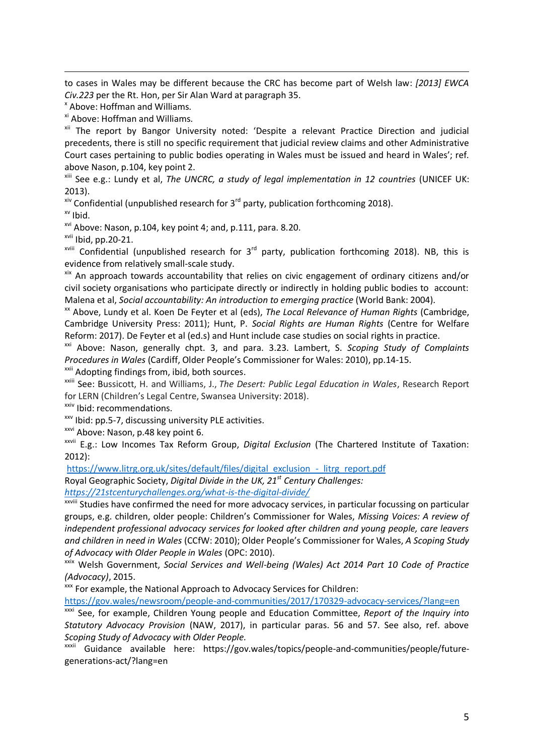to cases in Wales may be different because the CRC has become part of Welsh law: *[2013] EWCA Civ.223* per the Rt. Hon, per Sir Alan Ward at paragraph 35.

[x] Above: Hoffman and Williams.

[xi] Above: Hoffman and Williams.

[xii] The report by Bangor University noted: 'Despite a relevant Practice Direction and judicial precedents, there is still no specific requirement that judicial review claims and other Administrative Court cases pertaining to public bodies operating in Wales must be issued and heard in Wales'; ref. above Nason, p.104, key point 2.

[xiii] See e.g.: Lundy et al, *The UNCRC, a study of legal implementation in 12 countries* (UNICEF UK: 2013).

[xiv] Confidential (unpublished research for 3rd party, publication forthcoming 2018).

[xv] Ibid.

[xvi] Above: Nason, p.104, key point 4; and, p.111, para. 8.20.

[xvii] Ibid, pp.20-21.

[xviii] Confidential (unpublished research for 3rd party, publication forthcoming 2018). NB, this is evidence from relatively small-scale study.

[xix] An approach towards accountability that relies on civic engagement of ordinary citizens and/or civil society organisations who participate directly or indirectly in holding public bodies to account: Malena et al, *Social accountability: An introduction to emerging practice* (World Bank: 2004).

[xx] Above, Lundy et al. Koen De Feyter et al (eds), *The Local Relevance of Human Rights* (Cambridge, Cambridge University Press: 2011); Hunt, P. *Social Rights are Human Rights* (Centre for Welfare Reform: 2017). De Feyter et al (ed.s) and Hunt include case studies on social rights in practice.

[xxi] Above: Nason, generally chpt. 3, and para. 3.23. Lambert, S. *Scoping Study of Complaints Procedures in Wales* (Cardiff, Older People's Commissioner for Wales: 2010), pp.14-15.

[xxii] Adopting findings from, ibid, both sources.

[xxiii] See: Bussicott, H. and Williams, J., *The Desert: Public Legal Education in Wales*, Research Report for LERN (Children's Legal Centre, Swansea University: 2018).

[xxiv] Ibid: recommendations.

[xxv] Ibid: pp.5-7, discussing university PLE activities.

[xxvi] Above: Nason, p.48 key point 6.

[xxvii] E.g.: Low Incomes Tax Reform Group, *Digital Exclusion* (The Chartered Institute of Taxation: 2012):
https://www.litrg.org.uk/sites/default/files/digital_exclusion_-_litrg_report.pdf
Royal Geographic Society, *Digital Divide in the UK, 21st Century Challenges:*
*https://21stcenturychallenges.org/what-is-the-digital-divide/*

[xxviii] Studies have confirmed the need for more advocacy services, in particular focussing on particular groups, e.g. children, older people: Children's Commissioner for Wales, *Missing Voices: A review of independent professional advocacy services for looked after children and young people, care leavers and children in need in Wales* (CCfW: 2010); Older People's Commissioner for Wales, *A Scoping Study of Advocacy with Older People in Wales* (OPC: 2010).

[xxix] Welsh Government, *Social Services and Well-being (Wales) Act 2014 Part 10 Code of Practice (Advocacy)*, 2015.

[xxx] For example, the National Approach to Advocacy Services for Children:
https://gov.wales/newsroom/people-and-communities/2017/170329-advocacy-services/?lang=en

[xxxi] See, for example, Children Young people and Education Committee, *Report of the Inquiry into Statutory Advocacy Provision* (NAW, 2017), in particular paras. 56 and 57. See also, ref. above *Scoping Study of Advocacy with Older People.*

[xxxii] Guidance available here: https://gov.wales/topics/people-and-communities/people/future-generations-act/?lang=en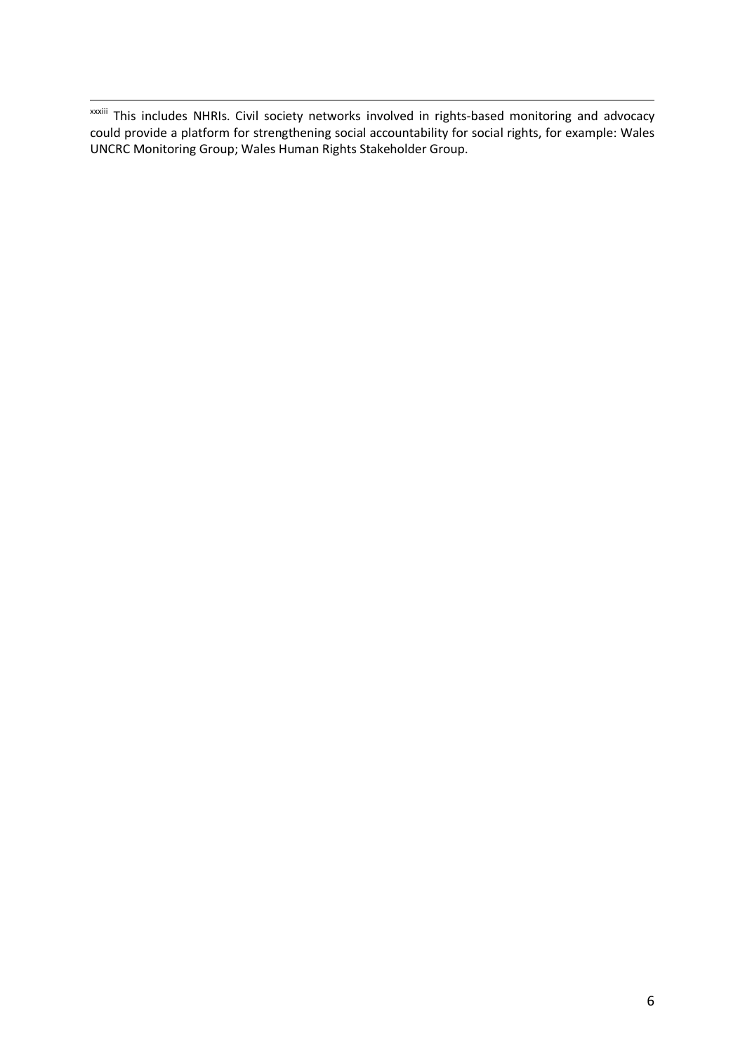[xxxiii] This includes NHRIs. Civil society networks involved in rights-based monitoring and advocacy could provide a platform for strengthening social accountability for social rights, for example: Wales UNCRC Monitoring Group; Wales Human Rights Stakeholder Group.